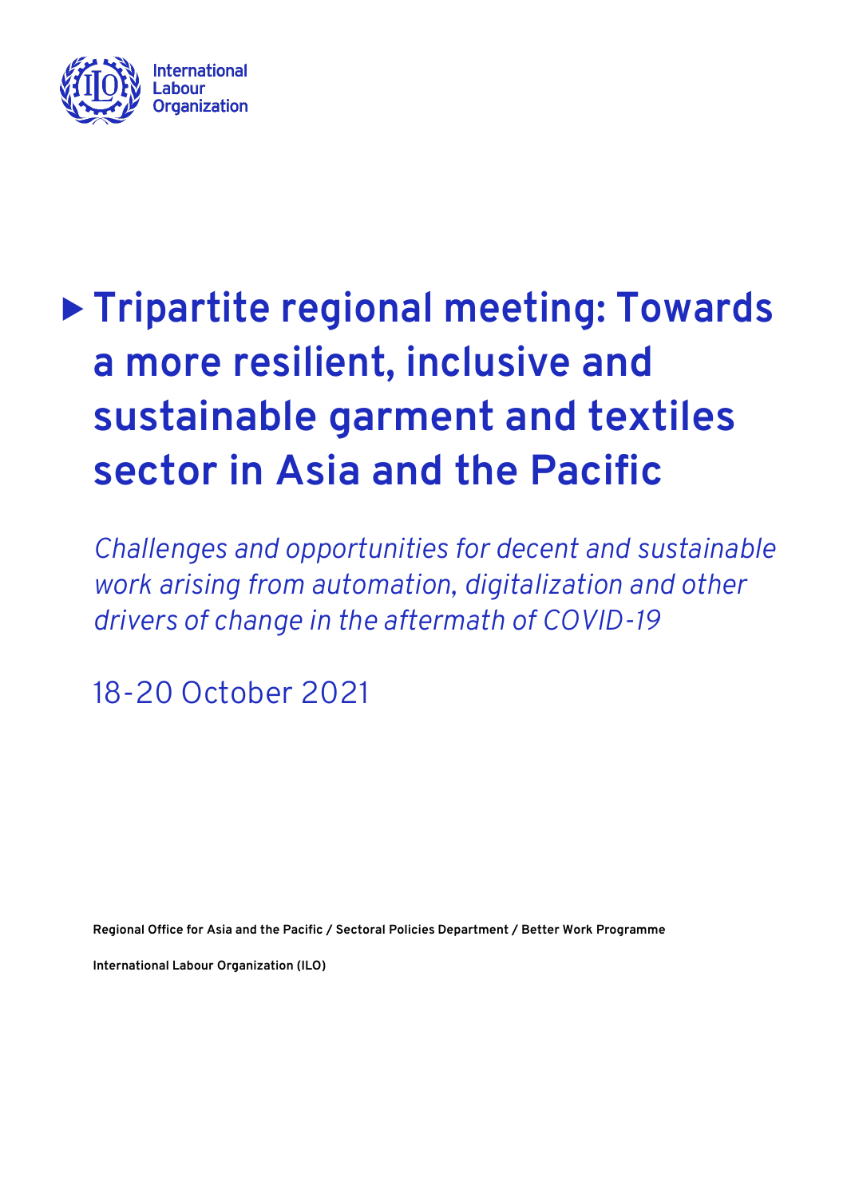International Labour Organization

# ▶ Tripartite regional meeting: Towards a more resilient, inclusive and sustainable garment and textiles sector in Asia and the Pacific

*Challenges and opportunities for decent and sustainable work arising from automation, digitalization and other drivers of change in the aftermath of COVID-19*

18-20 October 2021

**Regional Office for Asia and the Pacific / Sectoral Policies Department / Better Work Programme**

**International Labour Organization (ILO)**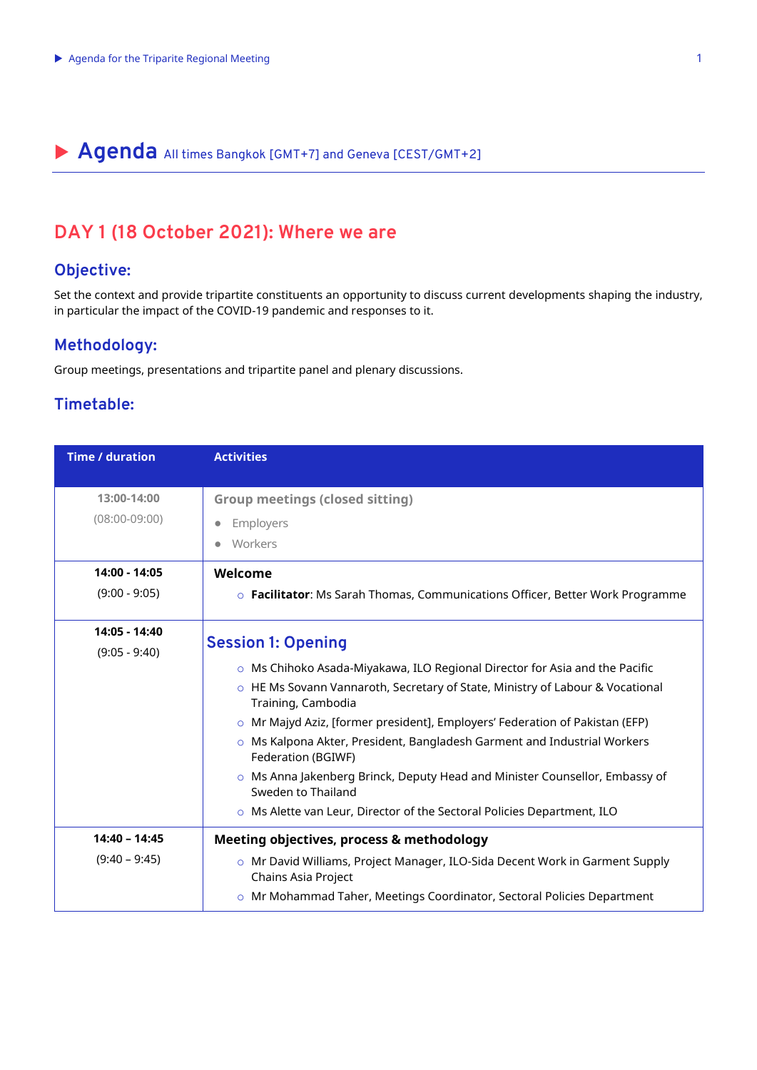# Agenda All times Bangkok [GMT+7] and Geneva [CEST/GMT+2]

## DAY 1 (18 October 2021): Where we are

### Objective:

Set the context and provide tripartite constituents an opportunity to discuss current developments shaping the industry, in particular the impact of the COVID-19 pandemic and responses to it.

### Methodology:

Group meetings, presentations and tripartite panel and plenary discussions.

### Timetable:

| Time / duration | Activities |
|---|---|
| 13:00-14:00 (08:00-09:00) | **Group meetings (closed sitting)**<br>● Employers<br>● Workers |
| **14:00 - 14:05** (9:00 - 9:05) | **Welcome**<br>○ **Facilitator**: Ms Sarah Thomas, Communications Officer, Better Work Programme |
| **14:05 - 14:40** (9:05 - 9:40) | **Session 1: Opening**<br>○ Ms Chihoko Asada-Miyakawa, ILO Regional Director for Asia and the Pacific<br>○ HE Ms Sovann Vannaroth, Secretary of State, Ministry of Labour & Vocational Training, Cambodia<br>○ Mr Majyd Aziz, [former president], Employers' Federation of Pakistan (EFP)<br>○ Ms Kalpona Akter, President, Bangladesh Garment and Industrial Workers Federation (BGIWF)<br>○ Ms Anna Jakenberg Brinck, Deputy Head and Minister Counsellor, Embassy of Sweden to Thailand<br>○ Ms Alette van Leur, Director of the Sectoral Policies Department, ILO |
| **14:40 – 14:45** (9:40 – 9:45) | **Meeting objectives, process & methodology**<br>○ Mr David Williams, Project Manager, ILO-Sida Decent Work in Garment Supply Chains Asia Project<br>○ Mr Mohammad Taher, Meetings Coordinator, Sectoral Policies Department |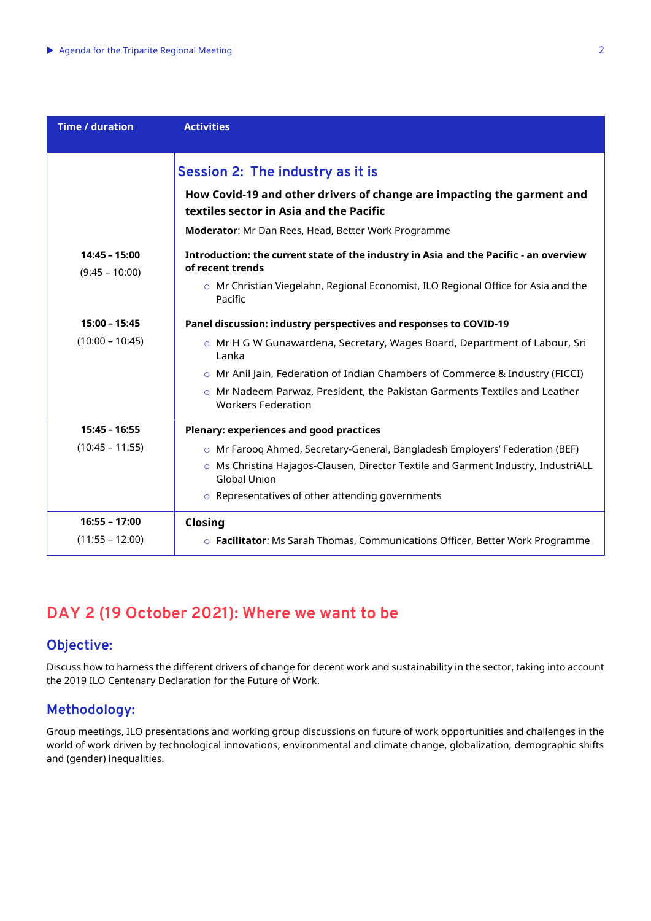| Time / duration | Activities |
|---|---|
| | **Session 2: The industry as it is**<br>**How Covid-19 and other drivers of change are impacting the garment and textiles sector in Asia and the Pacific**<br>**Moderator**: Mr Dan Rees, Head, Better Work Programme |
| **14:45 – 15:00**<br>(9:45 – 10:00) | **Introduction: the current state of the industry in Asia and the Pacific - an overview of recent trends**<br>○ Mr Christian Viegelahn, Regional Economist, ILO Regional Office for Asia and the Pacific |
| **15:00 – 15:45**<br>(10:00 – 10:45) | **Panel discussion: industry perspectives and responses to COVID-19**<br>○ Mr H G W Gunawardena, Secretary, Wages Board, Department of Labour, Sri Lanka<br>○ Mr Anil Jain, Federation of Indian Chambers of Commerce & Industry (FICCI)<br>○ Mr Nadeem Parwaz, President, the Pakistan Garments Textiles and Leather Workers Federation |
| **15:45 – 16:55**<br>(10:45 – 11:55) | **Plenary: experiences and good practices**<br>○ Mr Farooq Ahmed, Secretary-General, Bangladesh Employers' Federation (BEF)<br>○ Ms Christina Hajagos-Clausen, Director Textile and Garment Industry, IndustriALL Global Union<br>○ Representatives of other attending governments |
| **16:55 – 17:00**<br>(11:55 – 12:00) | **Closing**<br>○ **Facilitator**: Ms Sarah Thomas, Communications Officer, Better Work Programme |

## DAY 2 (19 October 2021): Where we want to be

### Objective:

Discuss how to harness the different drivers of change for decent work and sustainability in the sector, taking into account the 2019 ILO Centenary Declaration for the Future of Work.

### Methodology:

Group meetings, ILO presentations and working group discussions on future of work opportunities and challenges in the world of work driven by technological innovations, environmental and climate change, globalization, demographic shifts and (gender) inequalities.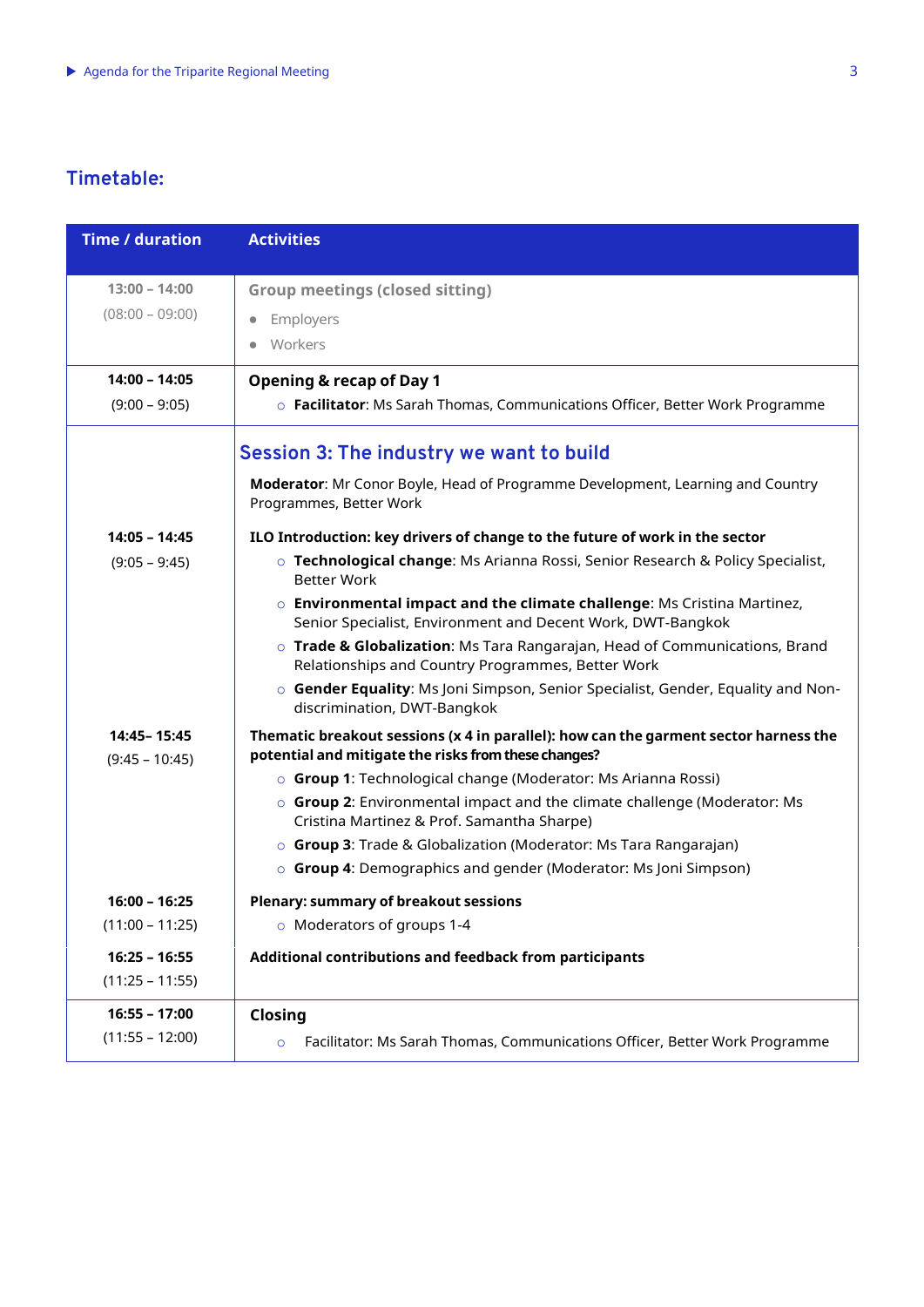## Timetable:

| Time / duration | Activities |
|---|---|
| **13:00 – 14:00** (08:00 – 09:00) | **Group meetings (closed sitting)**<br>• Employers<br>• Workers |
| **14:00 – 14:05** (9:00 – 9:05) | **Opening & recap of Day 1**<br>○ **Facilitator**: Ms Sarah Thomas, Communications Officer, Better Work Programme |
| | **Session 3: The industry we want to build**<br>**Moderator**: Mr Conor Boyle, Head of Programme Development, Learning and Country Programmes, Better Work |
| **14:05 – 14:45** (9:05 – 9:45) | **ILO Introduction: key drivers of change to the future of work in the sector**<br>○ **Technological change**: Ms Arianna Rossi, Senior Research & Policy Specialist, Better Work<br>○ **Environmental impact and the climate challenge**: Ms Cristina Martinez, Senior Specialist, Environment and Decent Work, DWT-Bangkok<br>○ **Trade & Globalization**: Ms Tara Rangarajan, Head of Communications, Brand Relationships and Country Programmes, Better Work<br>○ **Gender Equality**: Ms Joni Simpson, Senior Specialist, Gender, Equality and Non-discrimination, DWT-Bangkok |
| **14:45– 15:45** (9:45 – 10:45) | **Thematic breakout sessions (x 4 in parallel): how can the garment sector harness the potential and mitigate the risks from these changes?**<br>○ **Group 1**: Technological change (Moderator: Ms Arianna Rossi)<br>○ **Group 2**: Environmental impact and the climate challenge (Moderator: Ms Cristina Martinez & Prof. Samantha Sharpe)<br>○ **Group 3**: Trade & Globalization (Moderator: Ms Tara Rangarajan)<br>○ **Group 4**: Demographics and gender (Moderator: Ms Joni Simpson) |
| **16:00 – 16:25** (11:00 – 11:25) | **Plenary: summary of breakout sessions**<br>○ Moderators of groups 1-4 |
| **16:25 – 16:55** (11:25 – 11:55) | **Additional contributions and feedback from participants** |
| **16:55 – 17:00** (11:55 – 12:00) | **Closing**<br>○ Facilitator: Ms Sarah Thomas, Communications Officer, Better Work Programme |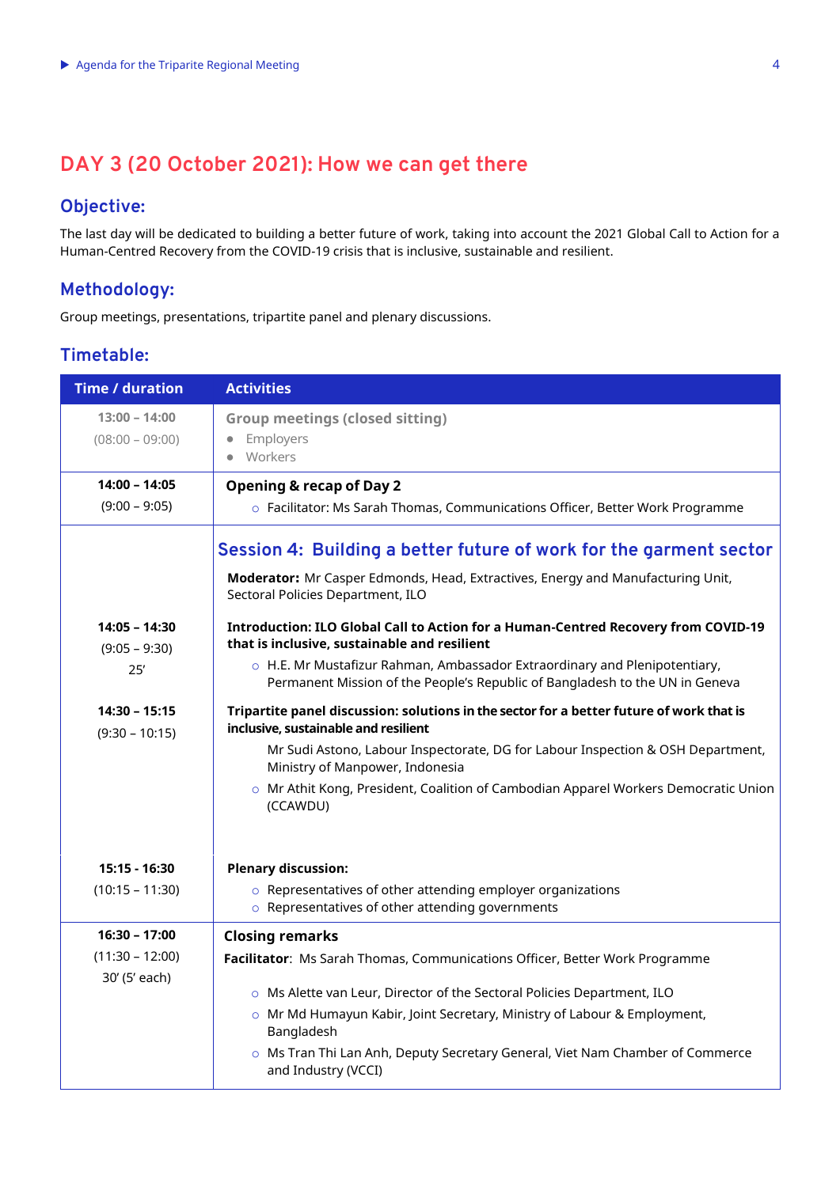## DAY 3 (20 October 2021): How we can get there

### Objective:

The last day will be dedicated to building a better future of work, taking into account the 2021 Global Call to Action for a Human-Centred Recovery from the COVID-19 crisis that is inclusive, sustainable and resilient.

### Methodology:

Group meetings, presentations, tripartite panel and plenary discussions.

### Timetable:

| Time / duration | Activities |
|---|---|
| 13:00 – 14:00<br>(08:00 – 09:00) | **Group meetings (closed sitting)**<br>• Employers<br>• Workers |
| **14:00 – 14:05**<br>(9:00 – 9:05) | **Opening & recap of Day 2**<br>○ Facilitator: Ms Sarah Thomas, Communications Officer, Better Work Programme |
| | **Session 4: Building a better future of work for the garment sector**<br>**Moderator:** Mr Casper Edmonds, Head, Extractives, Energy and Manufacturing Unit, Sectoral Policies Department, ILO |
| **14:05 – 14:30**<br>(9:05 – 9:30)<br>25' | **Introduction: ILO Global Call to Action for a Human-Centred Recovery from COVID-19 that is inclusive, sustainable and resilient**<br>○ H.E. Mr Mustafizur Rahman, Ambassador Extraordinary and Plenipotentiary, Permanent Mission of the People's Republic of Bangladesh to the UN in Geneva |
| **14:30 – 15:15**<br>(9:30 – 10:15) | **Tripartite panel discussion: solutions in the sector for a better future of work that is inclusive, sustainable and resilient**<br>Mr Sudi Astono, Labour Inspectorate, DG for Labour Inspection & OSH Department, Ministry of Manpower, Indonesia<br>○ Mr Athit Kong, President, Coalition of Cambodian Apparel Workers Democratic Union (CCAWDU) |
| **15:15 - 16:30**<br>(10:15 – 11:30) | **Plenary discussion:**<br>○ Representatives of other attending employer organizations<br>○ Representatives of other attending governments |
| **16:30 – 17:00**<br>(11:30 – 12:00)<br>30' (5' each) | **Closing remarks**<br>**Facilitator**: Ms Sarah Thomas, Communications Officer, Better Work Programme<br>○ Ms Alette van Leur, Director of the Sectoral Policies Department, ILO<br>○ Mr Md Humayun Kabir, Joint Secretary, Ministry of Labour & Employment, Bangladesh<br>○ Ms Tran Thi Lan Anh, Deputy Secretary General, Viet Nam Chamber of Commerce and Industry (VCCI) |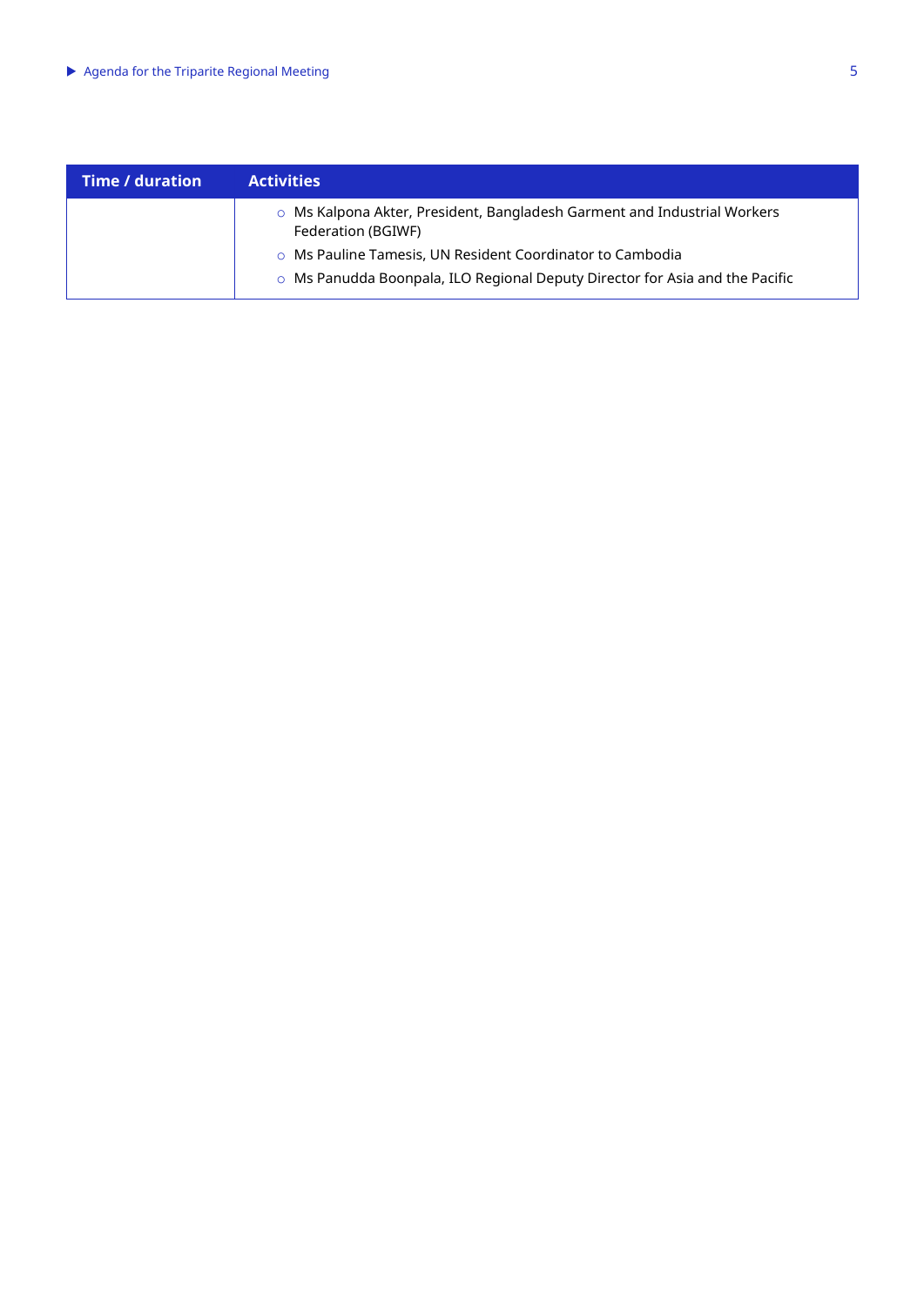| Time / duration | Activities |
|---|---|
| | ○ Ms Kalpona Akter, President, Bangladesh Garment and Industrial Workers Federation (BGIWF)<br>○ Ms Pauline Tamesis, UN Resident Coordinator to Cambodia<br>○ Ms Panudda Boonpala, ILO Regional Deputy Director for Asia and the Pacific |